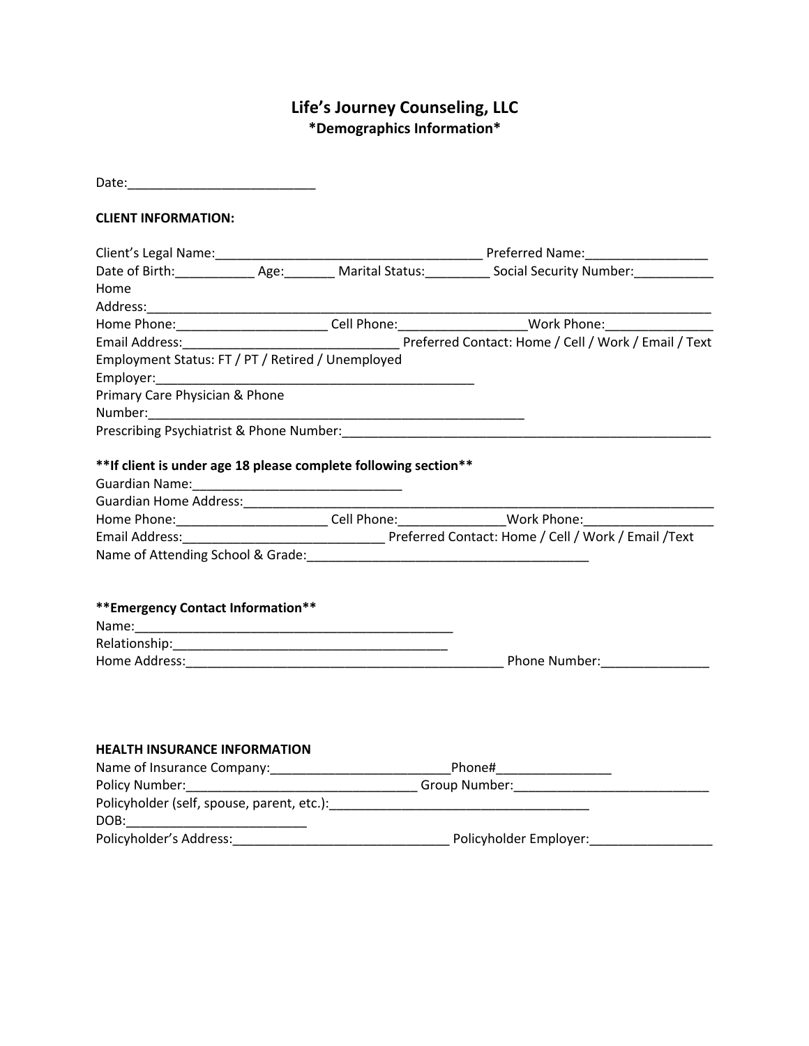# Life's Journey Counseling, LLC
## *Demographics Information*

Date:__________________________

**CLIENT INFORMATION:**

Client's Legal Name:_____________________________________ Preferred Name:_________________
Date of Birth:___________ Age:_______ Marital Status:_________ Social Security Number:___________
Home Address:_________________________________________________________________________________
Home Phone:_____________________ Cell Phone:_________________Work Phone:_______________
Email Address:______________________________ Preferred Contact: Home / Cell / Work / Email / Text
Employment Status: FT / PT / Retired / Unemployed
Employer:_____________________________________________
Primary Care Physician & Phone Number:______________________________________________________
Prescribing Psychiatrist & Phone Number:_____________________________________________________

**\*\*If client is under age 18 please complete following section\*\***

Guardian Name:______________________________
Guardian Home Address:_________________________________________________________________________
Home Phone:_____________________ Cell Phone:______________Work Phone:__________________
Email Address:____________________________ Preferred Contact: Home / Cell / Work / Email /Text
Name of Attending School & Grade:________________________________________

**\*\*Emergency Contact Information\*\***

Name:_____________________________________________
Relationship:_______________________________________
Home Address:______________________________________________ Phone Number:_______________

**HEALTH INSURANCE INFORMATION**

Name of Insurance Company:_________________________Phone#________________
Policy Number:________________________________ Group Number:___________________________
Policyholder (self, spouse, parent, etc.):____________________________________
DOB:__________________________
Policyholder's Address:______________________________ Policyholder Employer:_________________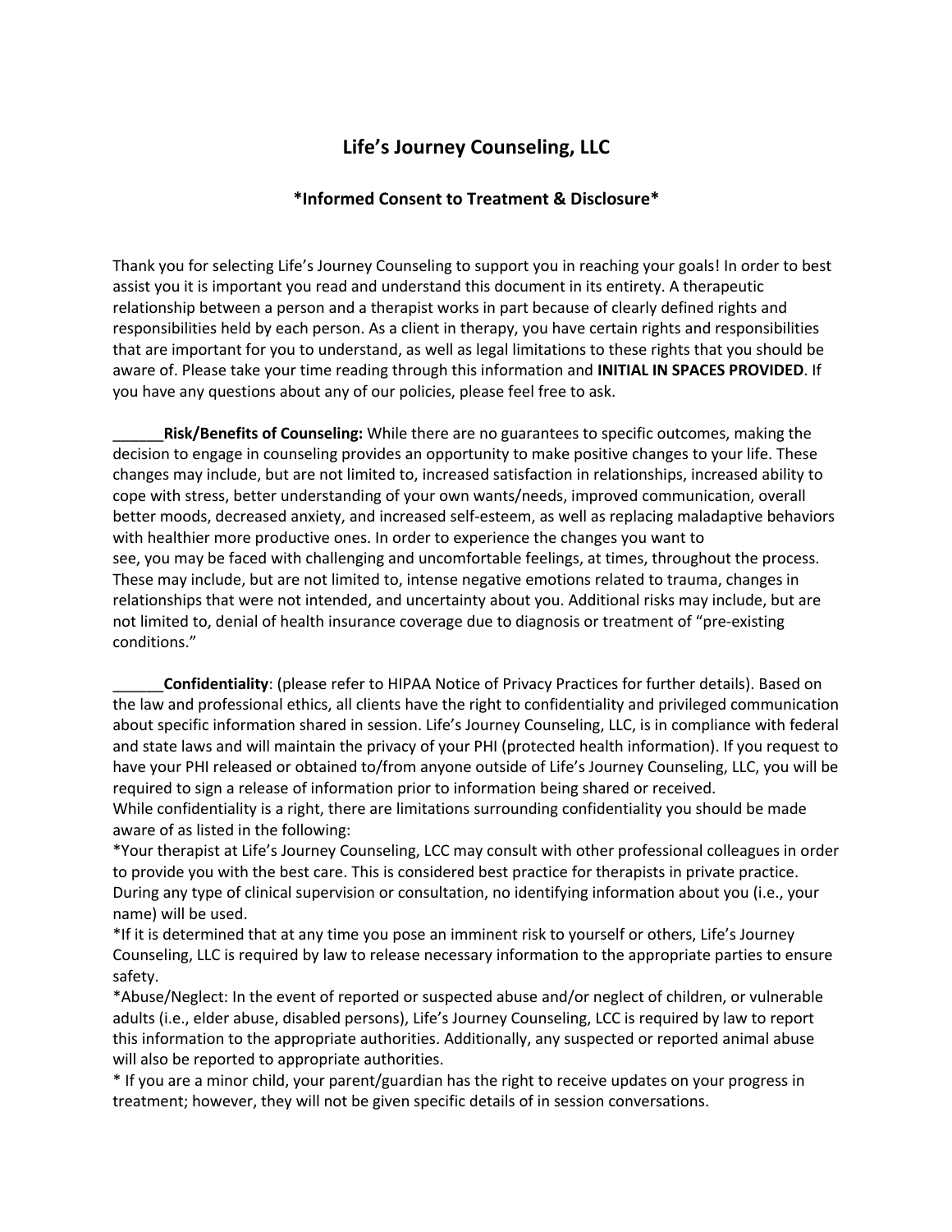# Life's Journey Counseling, LLC

## *Informed Consent to Treatment & Disclosure*

Thank you for selecting Life's Journey Counseling to support you in reaching your goals! In order to best assist you it is important you read and understand this document in its entirety. A therapeutic relationship between a person and a therapist works in part because of clearly defined rights and responsibilities held by each person. As a client in therapy, you have certain rights and responsibilities that are important for you to understand, as well as legal limitations to these rights that you should be aware of. Please take your time reading through this information and **INITIAL IN SPACES PROVIDED**. If you have any questions about any of our policies, please feel free to ask.

______**Risk/Benefits of Counseling:** While there are no guarantees to specific outcomes, making the decision to engage in counseling provides an opportunity to make positive changes to your life. These changes may include, but are not limited to, increased satisfaction in relationships, increased ability to cope with stress, better understanding of your own wants/needs, improved communication, overall better moods, decreased anxiety, and increased self-esteem, as well as replacing maladaptive behaviors with healthier more productive ones. In order to experience the changes you want to see, you may be faced with challenging and uncomfortable feelings, at times, throughout the process. These may include, but are not limited to, intense negative emotions related to trauma, changes in relationships that were not intended, and uncertainty about you. Additional risks may include, but are not limited to, denial of health insurance coverage due to diagnosis or treatment of "pre-existing conditions."

______**Confidentiality**: (please refer to HIPAA Notice of Privacy Practices for further details). Based on the law and professional ethics, all clients have the right to confidentiality and privileged communication about specific information shared in session. Life's Journey Counseling, LLC, is in compliance with federal and state laws and will maintain the privacy of your PHI (protected health information). If you request to have your PHI released or obtained to/from anyone outside of Life's Journey Counseling, LLC, you will be required to sign a release of information prior to information being shared or received.
While confidentiality is a right, there are limitations surrounding confidentiality you should be made aware of as listed in the following:
*Your therapist at Life's Journey Counseling, LCC may consult with other professional colleagues in order to provide you with the best care. This is considered best practice for therapists in private practice. During any type of clinical supervision or consultation, no identifying information about you (i.e., your name) will be used.
*If it is determined that at any time you pose an imminent risk to yourself or others, Life's Journey Counseling, LLC is required by law to release necessary information to the appropriate parties to ensure safety.
*Abuse/Neglect: In the event of reported or suspected abuse and/or neglect of children, or vulnerable adults (i.e., elder abuse, disabled persons), Life's Journey Counseling, LCC is required by law to report this information to the appropriate authorities. Additionally, any suspected or reported animal abuse will also be reported to appropriate authorities.
* If you are a minor child, your parent/guardian has the right to receive updates on your progress in treatment; however, they will not be given specific details of in session conversations.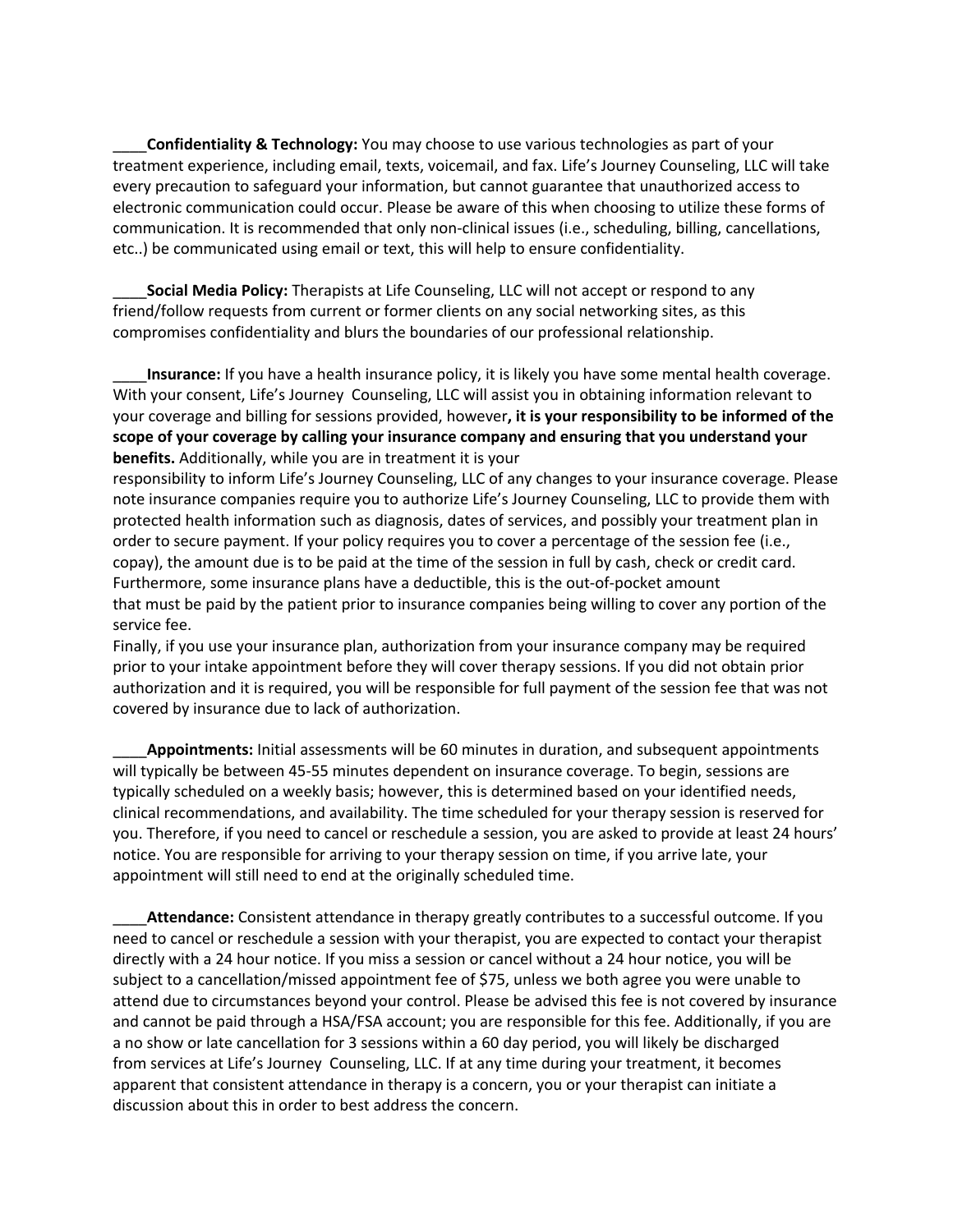____**Confidentiality & Technology:** You may choose to use various technologies as part of your treatment experience, including email, texts, voicemail, and fax. Life's Journey Counseling, LLC will take every precaution to safeguard your information, but cannot guarantee that unauthorized access to electronic communication could occur. Please be aware of this when choosing to utilize these forms of communication. It is recommended that only non-clinical issues (i.e., scheduling, billing, cancellations, etc..) be communicated using email or text, this will help to ensure confidentiality.

____**Social Media Policy:** Therapists at Life Counseling, LLC will not accept or respond to any friend/follow requests from current or former clients on any social networking sites, as this compromises confidentiality and blurs the boundaries of our professional relationship.

____**Insurance:** If you have a health insurance policy, it is likely you have some mental health coverage. With your consent, Life's Journey Counseling, LLC will assist you in obtaining information relevant to your coverage and billing for sessions provided, however**, it is your responsibility to be informed of the scope of your coverage by calling your insurance company and ensuring that you understand your benefits.** Additionally, while you are in treatment it is your responsibility to inform Life's Journey Counseling, LLC of any changes to your insurance coverage. Please note insurance companies require you to authorize Life's Journey Counseling, LLC to provide them with protected health information such as diagnosis, dates of services, and possibly your treatment plan in order to secure payment. If your policy requires you to cover a percentage of the session fee (i.e., copay), the amount due is to be paid at the time of the session in full by cash, check or credit card. Furthermore, some insurance plans have a deductible, this is the out-of-pocket amount that must be paid by the patient prior to insurance companies being willing to cover any portion of the service fee.
Finally, if you use your insurance plan, authorization from your insurance company may be required prior to your intake appointment before they will cover therapy sessions. If you did not obtain prior authorization and it is required, you will be responsible for full payment of the session fee that was not covered by insurance due to lack of authorization.

____**Appointments:** Initial assessments will be 60 minutes in duration, and subsequent appointments will typically be between 45-55 minutes dependent on insurance coverage. To begin, sessions are typically scheduled on a weekly basis; however, this is determined based on your identified needs, clinical recommendations, and availability. The time scheduled for your therapy session is reserved for you. Therefore, if you need to cancel or reschedule a session, you are asked to provide at least 24 hours' notice. You are responsible for arriving to your therapy session on time, if you arrive late, your appointment will still need to end at the originally scheduled time.

____**Attendance:** Consistent attendance in therapy greatly contributes to a successful outcome. If you need to cancel or reschedule a session with your therapist, you are expected to contact your therapist directly with a 24 hour notice. If you miss a session or cancel without a 24 hour notice, you will be subject to a cancellation/missed appointment fee of $75, unless we both agree you were unable to attend due to circumstances beyond your control. Please be advised this fee is not covered by insurance and cannot be paid through a HSA/FSA account; you are responsible for this fee. Additionally, if you are a no show or late cancellation for 3 sessions within a 60 day period, you will likely be discharged from services at Life's Journey Counseling, LLC. If at any time during your treatment, it becomes apparent that consistent attendance in therapy is a concern, you or your therapist can initiate a discussion about this in order to best address the concern.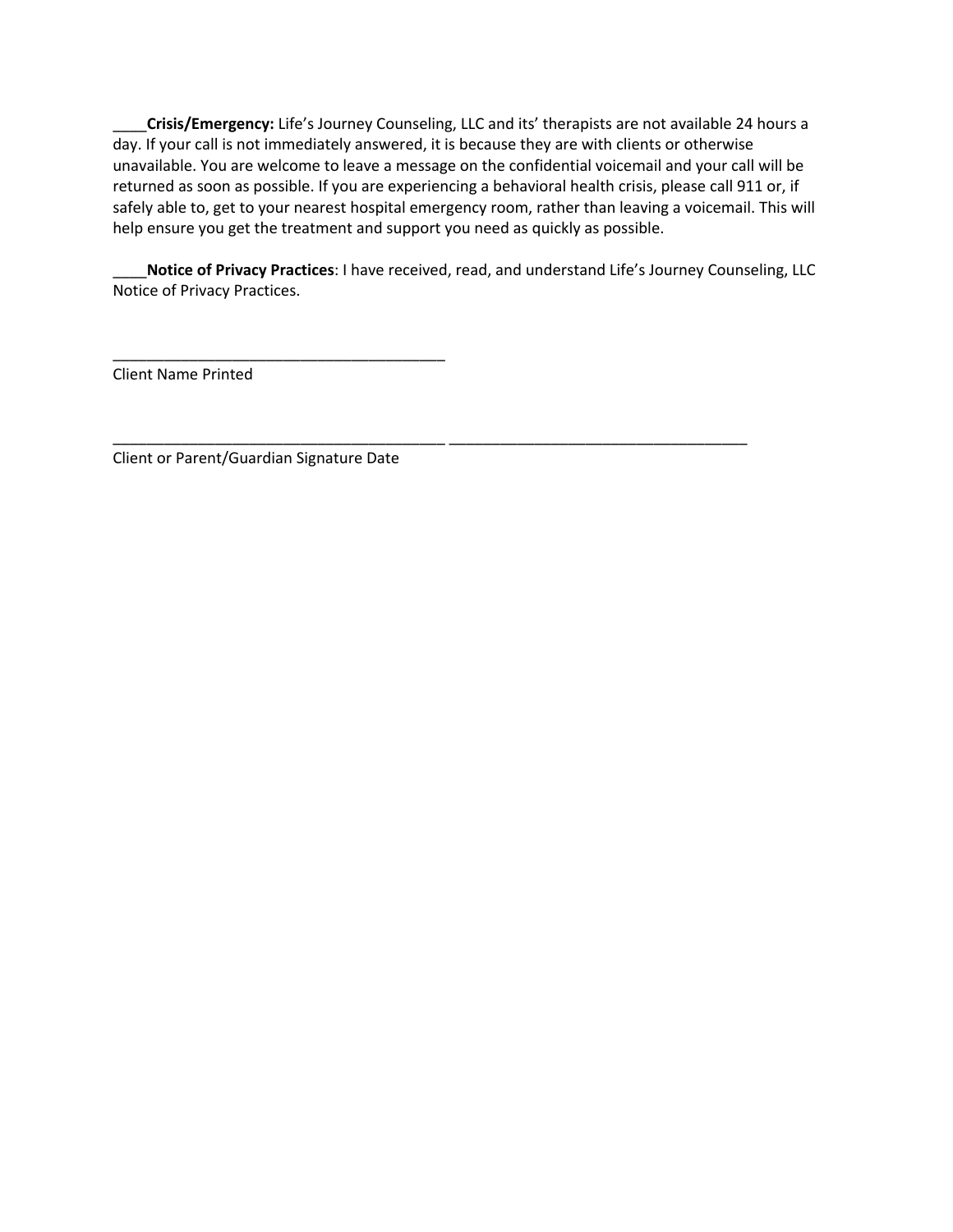____**Crisis/Emergency:** Life's Journey Counseling, LLC and its' therapists are not available 24 hours a day. If your call is not immediately answered, it is because they are with clients or otherwise unavailable. You are welcome to leave a message on the confidential voicemail and your call will be returned as soon as possible. If you are experiencing a behavioral health crisis, please call 911 or, if safely able to, get to your nearest hospital emergency room, rather than leaving a voicemail. This will help ensure you get the treatment and support you need as quickly as possible.

____**Notice of Privacy Practices**: I have received, read, and understand Life's Journey Counseling, LLC Notice of Privacy Practices.

_______________________________________
Client Name Printed

_______________________________________ ___________________________________
Client or Parent/Guardian Signature Date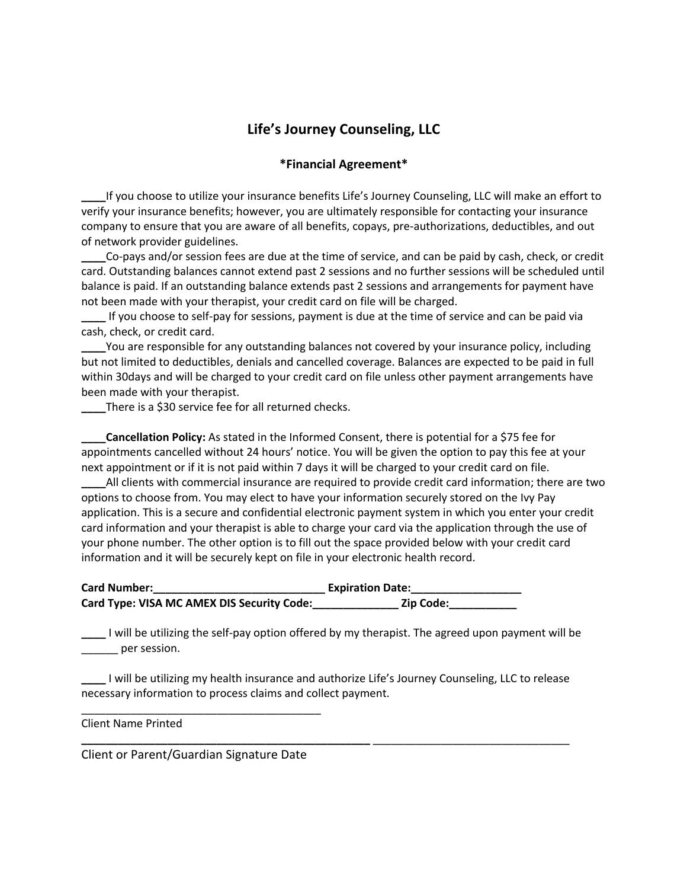# Life's Journey Counseling, LLC

## \*Financial Agreement\*

____If you choose to utilize your insurance benefits Life's Journey Counseling, LLC will make an effort to verify your insurance benefits; however, you are ultimately responsible for contacting your insurance company to ensure that you are aware of all benefits, copays, pre-authorizations, deductibles, and out of network provider guidelines.

____Co-pays and/or session fees are due at the time of service, and can be paid by cash, check, or credit card. Outstanding balances cannot extend past 2 sessions and no further sessions will be scheduled until balance is paid. If an outstanding balance extends past 2 sessions and arrangements for payment have not been made with your therapist, your credit card on file will be charged.

____ If you choose to self-pay for sessions, payment is due at the time of service and can be paid via cash, check, or credit card.

____You are responsible for any outstanding balances not covered by your insurance policy, including but not limited to deductibles, denials and cancelled coverage. Balances are expected to be paid in full within 30days and will be charged to your credit card on file unless other payment arrangements have been made with your therapist.

____There is a $30 service fee for all returned checks.

____**Cancellation Policy:** As stated in the Informed Consent, there is potential for a $75 fee for appointments cancelled without 24 hours' notice. You will be given the option to pay this fee at your next appointment or if it is not paid within 7 days it will be charged to your credit card on file.

____All clients with commercial insurance are required to provide credit card information; there are two options to choose from. You may elect to have your information securely stored on the Ivy Pay application. This is a secure and confidential electronic payment system in which you enter your credit card information and your therapist is able to charge your card via the application through the use of your phone number. The other option is to fill out the space provided below with your credit card information and it will be securely kept on file in your electronic health record.

**Card Number:____________________________ Expiration Date:__________________**
**Card Type: VISA MC AMEX DIS Security Code:______________ Zip Code:___________**

____ I will be utilizing the self-pay option offered by my therapist. The agreed upon payment will be ______ per session.

____ I will be utilizing my health insurance and authorize Life's Journey Counseling, LLC to release necessary information to process claims and collect payment.

_______________________________________
Client Name Printed

_______________________________________ _______________________________
Client or Parent/Guardian Signature Date